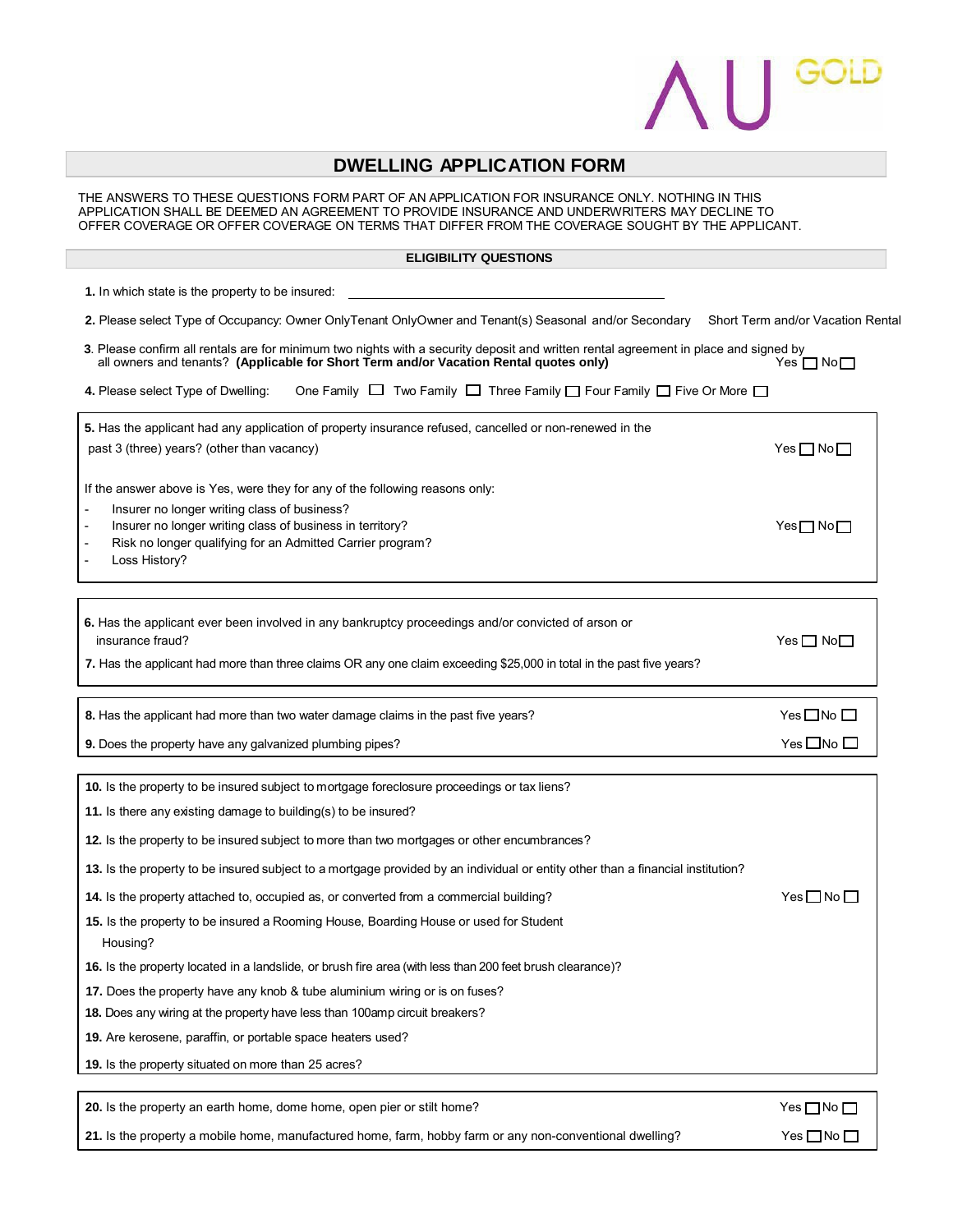AU GOLD

# DWELLING APPLICATION FORM

THE ANSWERS TO THESE QUESTIONS FORM PART OF AN APPLICATION FOR INSURANCE ONLY. NOTHING IN THIS APPLICATION SHALL BE DEEMED AN AGREEMENT TO PROVIDE INSURANCE AND UNDERWRITERS MAY DECLINE TO OFFER COVERAGE OR OFFER COVERAGE ON TERMS THAT DIFFER FROM THE COVERAGE SOUGHT BY THE APPLICANT.

## ELIGIBILITY QUESTIONS

**1.** In which state is the property to be insured: ______________________________

**2.** Please select Type of Occupancy: Owner OnlyTenant OnlyOwner and Tenant(s) Seasonal and/or Secondary Short Term and/or Vacation Rental

**3**. Please confirm all rentals are for minimum two nights with a security deposit and written rental agreement in place and signed by all owners and tenants? **(Applicable for Short Term and/or Vacation Rental quotes only)** Yes ☐ No ☐

**4.** Please select Type of Dwelling: One Family ☐ Two Family ☐ Three Family ☐ Four Family ☐ Five Or More ☐

**5.** Has the applicant had any application of property insurance refused, cancelled or non-renewed in the past 3 (three) years? (other than vacancy) Yes ☐ No ☐

If the answer above is Yes, were they for any of the following reasons only:

- Insurer no longer writing class of business?
- Insurer no longer writing class of business in territory?
- Risk no longer qualifying for an Admitted Carrier program?
- Loss History?

Yes ☐ No ☐

**6.** Has the applicant ever been involved in any bankruptcy proceedings and/or convicted of arson or insurance fraud? Yes ☐ No ☐

**7.** Has the applicant had more than three claims OR any one claim exceeding $25,000 in total in the past five years?

**8.** Has the applicant had more than two water damage claims in the past five years? Yes ☐ No ☐

**9.** Does the property have any galvanized plumbing pipes? Yes ☐ No ☐

**10.** Is the property to be insured subject to mortgage foreclosure proceedings or tax liens?

**11.** Is there any existing damage to building(s) to be insured?

**12.** Is the property to be insured subject to more than two mortgages or other encumbrances?

**13.** Is the property to be insured subject to a mortgage provided by an individual or entity other than a financial institution?

**14.** Is the property attached to, occupied as, or converted from a commercial building? Yes ☐ No ☐

**15.** Is the property to be insured a Rooming House, Boarding House or used for Student Housing?

**16.** Is the property located in a landslide, or brush fire area (with less than 200 feet brush clearance)?

**17.** Does the property have any knob & tube aluminium wiring or is on fuses?

**18.** Does any wiring at the property have less than 100amp circuit breakers?

**19.** Are kerosene, paraffin, or portable space heaters used?

**19.** Is the property situated on more than 25 acres?

**20.** Is the property an earth home, dome home, open pier or stilt home? Yes ☐ No ☐

**21.** Is the property a mobile home, manufactured home, farm, hobby farm or any non-conventional dwelling? Yes ☐ No ☐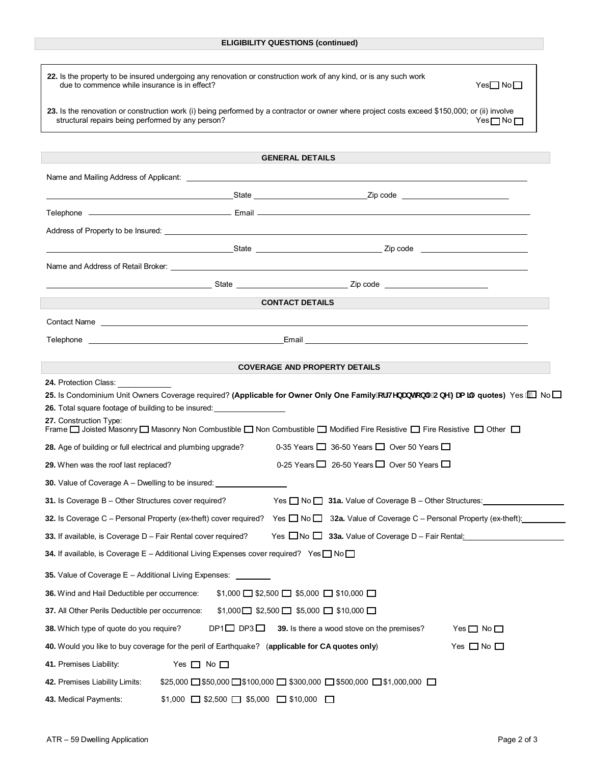## ELIGIBILITY QUESTIONS (continued)

**22.** Is the property to be insured undergoing any renovation or construction work of any kind, or is any such work due to commence while insurance is in effect? Yes ☐ No ☐

**23.** Is the renovation or construction work (i) being performed by a contractor or owner where project costs exceed $150,000; or (ii) involve structural repairs being performed by any person? Yes ☐ No ☐

## GENERAL DETAILS

Name and Mailing Address of Applicant: ______________________________

______________________ State ______________ Zip code ______________

Telephone ______________ Email ______________

Address of Property to be Insured: ______________________________

______________________ State ______________ Zip code ______________

Name and Address of Retail Broker: ______________________________

______________________ State ______________ Zip code ______________

## CONTACT DETAILS

Contact Name ______________________________

Telephone ______________ Email ______________

## COVERAGE AND PROPERTY DETAILS

**24.** Protection Class: ______________

**25.** Is Condominium Unit Owners Coverage required? **(Applicable for Owner Only One Family or Tenant Only One Family quotes)** Yes ☐ No ☐

**26.** Total square footage of building to be insured: ______________

**27.** Construction Type:
Frame ☐ Joisted Masonry ☐ Masonry Non Combustible ☐ Non Combustible ☐ Modified Fire Resistive ☐ Fire Resistive ☐ Other ☐

**28.** Age of building or full electrical and plumbing upgrade? 0-35 Years ☐ 36-50 Years ☐ Over 50 Years ☐

**29.** When was the roof last replaced? 0-25 Years ☐ 26-50 Years ☐ Over 50 Years ☐

**30.** Value of Coverage A – Dwelling to be insured: ______________

**31.** Is Coverage B – Other Structures cover required? Yes ☐ No ☐ **31a.** Value of Coverage B – Other Structures: ______________

**32.** Is Coverage C – Personal Property (ex-theft) cover required? Yes ☐ No ☐ 3**2a.** Value of Coverage C – Personal Property (ex-theft): ______________

**33.** If available, is Coverage D – Fair Rental cover required? Yes ☐ No ☐ **33a.** Value of Coverage D – Fair Rental: ______________

**34.** If available, is Coverage E – Additional Living Expenses cover required? Yes ☐ No ☐

**35.** Value of Coverage E – Additional Living Expenses: ______________

**36.** Wind and Hail Deductible per occurrence: $1,000 ☐ $2,500 ☐ $5,000 ☐ $10,000 ☐

**37.** All Other Perils Deductible per occurrence: $1,000 ☐ $2,500 ☐ $5,000 ☐ $10,000 ☐

**38.** Which type of quote do you require? DP1 ☐ DP3 ☐ **39.** Is there a wood stove on the premises? Yes ☐ No ☐

**40.** Would you like to buy coverage for the peril of Earthquake? (**applicable for CA quotes only**) Yes ☐ No ☐

**41.** Premises Liability: Yes ☐ No ☐

**42.** Premises Liability Limits: $25,000 ☐ $50,000 ☐ $100,000 ☐ $300,000 ☐ $500,000 ☐ $1,000,000 ☐

**43.** Medical Payments: $1,000 ☐ $2,500 ☐ $5,000 ☐ $10,000 ☐

ATR – 59 Dwelling Application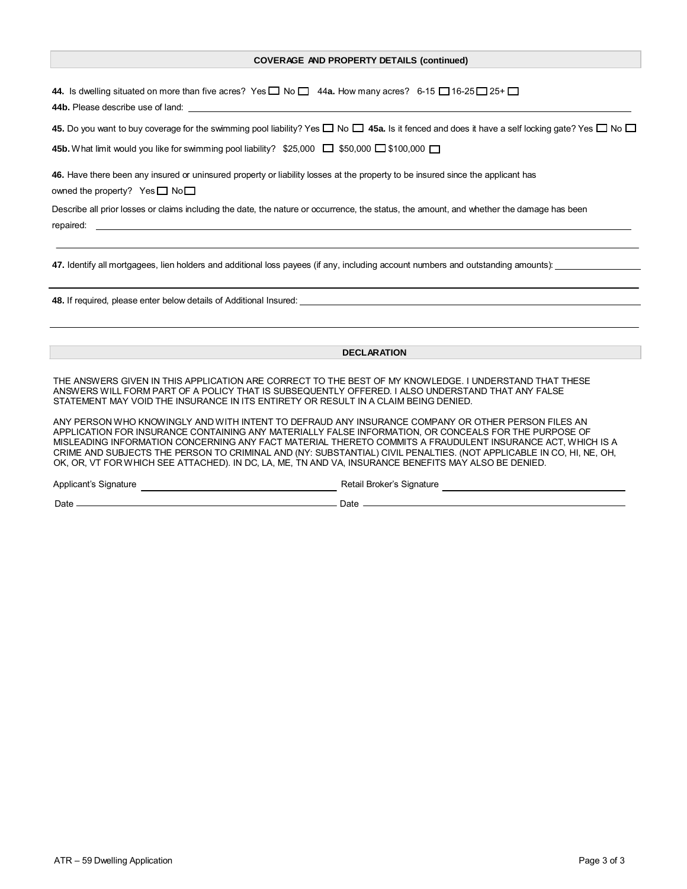## COVERAGE AND PROPERTY DETAILS (continued)

**44.** Is dwelling situated on more than five acres? Yes ☐ No ☐ 44**a.** How many acres? 6-15 ☐ 16-25 ☐ 25+ ☐

**44b.** Please describe use of land: ______________________________

**45.** Do you want to buy coverage for the swimming pool liability? Yes ☐ No ☐ **45a.** Is it fenced and does it have a self locking gate? Yes ☐ No ☐

**45b.** What limit would you like for swimming pool liability? $25,000 ☐ $50,000 ☐ $100,000 ☐

**46.** Have there been any insured or uninsured property or liability losses at the property to be insured since the applicant has owned the property? Yes ☐ No ☐

Describe all prior losses or claims including the date, the nature or occurrence, the status, the amount, and whether the damage has been repaired: ______________________________

______________________________

**47.** Identify all mortgagees, lien holders and additional loss payees (if any, including account numbers and outstanding amounts): ______________________________

______________________________

**48.** If required, please enter below details of Additional Insured: ______________________________

______________________________

## DECLARATION

THE ANSWERS GIVEN IN THIS APPLICATION ARE CORRECT TO THE BEST OF MY KNOWLEDGE. I UNDERSTAND THAT THESE ANSWERS WILL FORM PART OF A POLICY THAT IS SUBSEQUENTLY OFFERED. I ALSO UNDERSTAND THAT ANY FALSE STATEMENT MAY VOID THE INSURANCE IN ITS ENTIRETY OR RESULT IN A CLAIM BEING DENIED.

ANY PERSON WHO KNOWINGLY AND WITH INTENT TO DEFRAUD ANY INSURANCE COMPANY OR OTHER PERSON FILES AN APPLICATION FOR INSURANCE CONTAINING ANY MATERIALLY FALSE INFORMATION, OR CONCEALS FOR THE PURPOSE OF MISLEADING INFORMATION CONCERNING ANY FACT MATERIAL THERETO COMMITS A FRAUDULENT INSURANCE ACT, WHICH IS A CRIME AND SUBJECTS THE PERSON TO CRIMINAL AND (NY: SUBSTANTIAL) CIVIL PENALTIES. (NOT APPLICABLE IN CO, HI, NE, OH, OK, OR, VT FOR WHICH SEE ATTACHED). IN DC, LA, ME, TN AND VA, INSURANCE BENEFITS MAY ALSO BE DENIED.

Applicant's Signature ______________________________ Retail Broker's Signature ______________________________

Date ______________________________ Date ______________________________

ATR – 59 Dwelling Application